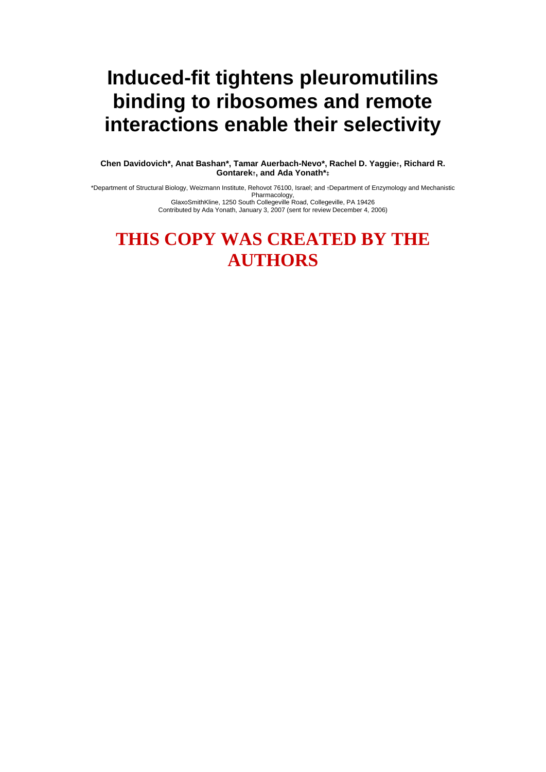# Induced-fit tightens pleuromutilins binding to ribosomes and remote interactions enable their selectivity

**Chen Davidovich\*, Anat Bashan\*, Tamar Auerbach-Nevo\*, Rachel D. Yaggie†, Richard R. Gontarek†, and Ada Yonath\*‡**

\*Department of Structural Biology, Weizmann Institute, Rehovot 76100, Israel; and †Department of Enzymology and Mechanistic Pharmacology,
GlaxoSmithKline, 1250 South Collegeville Road, Collegeville, PA 19426
Contributed by Ada Yonath, January 3, 2007 (sent for review December 4, 2006)

## THIS COPY WAS CREATED BY THE AUTHORS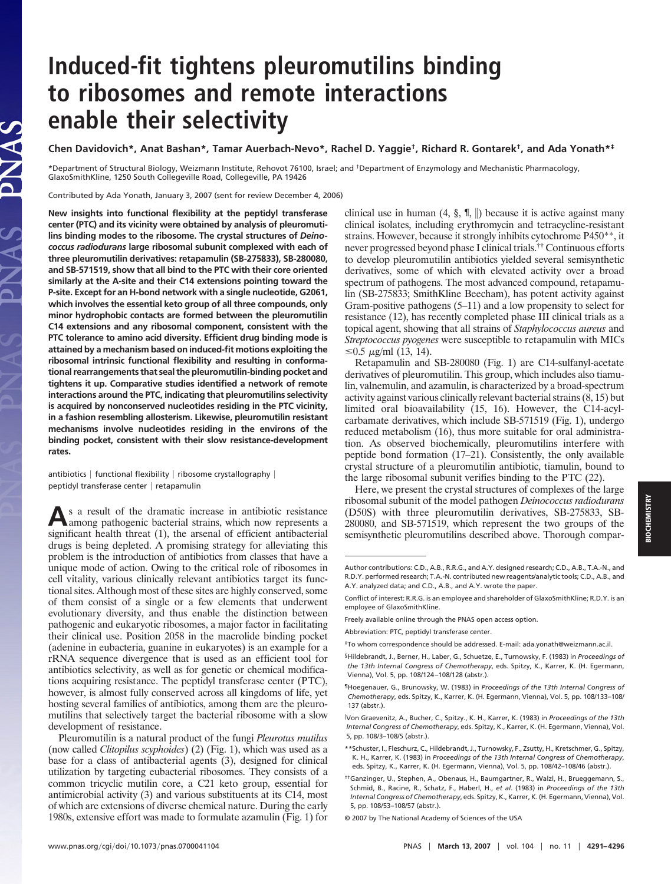# Induced-fit tightens pleuromutilins binding to ribosomes and remote interactions enable their selectivity

**Chen Davidovich*, Anat Bashan*, Tamar Auerbach-Nevo*, Rachel D. Yaggie†, Richard R. Gontarek†, and Ada Yonath*‡**

*Department of Structural Biology, Weizmann Institute, Rehovot 76100, Israel; and †Department of Enzymology and Mechanistic Pharmacology, GlaxoSmithKline, 1250 South Collegeville Road, Collegeville, PA 19426

Contributed by Ada Yonath, January 3, 2007 (sent for review December 4, 2006)

**New insights into functional flexibility at the peptidyl transferase center (PTC) and its vicinity were obtained by analysis of pleuromutilins binding modes to the ribosome. The crystal structures of *Deinococcus radiodurans* large ribosomal subunit complexed with each of three pleuromutilin derivatives: retapamulin (SB-275833), SB-280080, and SB-571519, show that all bind to the PTC with their core oriented similarly at the A-site and their C14 extensions pointing toward the P-site. Except for an H-bond network with a single nucleotide, G2061, which involves the essential keto group of all three compounds, only minor hydrophobic contacts are formed between the pleuromutilin C14 extensions and any ribosomal component, consistent with the PTC tolerance to amino acid diversity. Efficient drug binding mode is attained by a mechanism based on induced-fit motions exploiting the ribosomal intrinsic functional flexibility and resulting in conformational rearrangements that seal the pleuromutilin-binding pocket and tighten it up. Comparative studies identified a network of remote interactions around the PTC, indicating that pleuromutilins selectivity is acquired by nonconserved nucleotides residing in the PTC vicinity, in a fashion resembling allosterism. Likewise, pleuromutilin resistant mechanisms involve nucleotides residing in the environs of the binding pocket, consistent with their slow resistance-development rates.**

antibiotics | functional flexibility | ribosome crystallography | peptidyl transferase center | retapamulin

As a result of the dramatic increase in antibiotic resistance among pathogenic bacterial strains, which now represents a significant health threat (1), the arsenal of efficient antibacterial drugs is being depleted. A promising strategy for alleviating this problem is the introduction of antibiotics from classes that have a unique mode of action. Owing to the critical role of ribosomes in cell vitality, various clinically relevant antibiotics target its functional sites. Although most of these sites are highly conserved, some of them consist of a single or a few elements that underwent evolutionary diversity, and thus enable the distinction between pathogenic and eukaryotic ribosomes, a major factor in facilitating their clinical use. Position 2058 in the macrolide binding pocket (adenine in eubacteria, guanine in eukaryotes) is an example for a rRNA sequence divergence that is used as an efficient tool for antibiotics selectivity, as well as for genetic or chemical modifications acquiring resistance. The peptidyl transferase center (PTC), however, is almost fully conserved across all kingdoms of life, yet hosting several families of antibiotics, among them are the pleuromutilins that selectively target the bacterial ribosome with a slow development of resistance.

Pleuromutilin is a natural product of the fungi *Pleurotus mutilus* (now called *Clitopilus scyphoides*) (2) (Fig. 1), which was used as a base for a class of antibacterial agents (3), designed for clinical utilization by targeting eubacterial ribosomes. They consists of a common tricyclic mutilin core, a C21 keto group, essential for antimicrobial activity (3) and various substituents at its C14, most of which are extensions of diverse chemical nature. During the early 1980s, extensive effort was made to formulate azamulin (Fig. 1) for clinical use in human (4, §, ¶, ‖) because it is active against many clinical isolates, including erythromycin and tetracycline-resistant strains. However, because it strongly inhibits cytochrome P450**, it never progressed beyond phase I clinical trials.†† Continuous efforts to develop pleuromutilin antibiotics yielded several semisynthetic derivatives, some of which with elevated activity over a broad spectrum of pathogens. The most advanced compound, retapamulin (SB-275833; SmithKline Beecham), has potent activity against Gram-positive pathogens (5–11) and a low propensity to select for resistance (12), has recently completed phase III clinical trials as a topical agent, showing that all strains of *Staphylococcus aureus* and *Streptococcus pyogenes* were susceptible to retapamulin with MICs $\leq$0.5 μg/ml (13, 14).

Retapamulin and SB-280080 (Fig. 1) are C14-sulfanyl-acetate derivatives of pleuromutilin. This group, which includes also tiamulin, valnemulin, and azamulin, is characterized by a broad-spectrum activity against various clinically relevant bacterial strains (8, 15) but limited oral bioavailability (15, 16). However, the C14-acyl-carbamate derivatives, which include SB-571519 (Fig. 1), undergo reduced metabolism (16), thus more suitable for oral administration. As observed biochemically, pleuromutilins interfere with peptide bond formation (17–21). Consistently, the only available crystal structure of a pleuromutilin antibiotic, tiamulin, bound to the large ribosomal subunit verifies binding to the PTC (22).

Here, we present the crystal structures of complexes of the large ribosomal subunit of the model pathogen *Deinococcus radiodurans* (D50S) with three pleuromutilin derivatives, SB-275833, SB-280080, and SB-571519, which represent the two groups of the semisynthetic pleuromutilins described above. Thorough compar-

---

Author contributions: C.D., A.B., R.R.G., and A.Y. designed research; C.D., A.B., T.A.-N., and R.D.Y. performed research; T.A.-N. contributed new reagents/analytic tools; C.D., A.B., and A.Y. analyzed data; and C.D., A.B., and A.Y. wrote the paper.

Conflict of interest: R.R.G. is an employee and shareholder of GlaxoSmithKline; R.D.Y. is an employee of GlaxoSmithKline.

Freely available online through the PNAS open access option.

Abbreviation: PTC, peptidyl transferase center.

‡To whom correspondence should be addressed. E-mail: ada.yonath@weizmann.ac.il.

§Hildebrandt, J., Berner, H., Laber, G., Schuetze, E., Turnowsky, F. (1983) in *Proceedings of the 13th Internal Congress of Chemotherapy*, eds. Spitzy, K., Karrer, K. (H. Egermann, Vienna), Vol. 5, pp. 108/124–108/128 (abstr.).

¶Hoegenauer, G., Brunowsky, W. (1983) in *Proceedings of the 13th Internal Congress of Chemotherapy*, eds. Spitzy, K., Karrer, K. (H. Egermann, Vienna), Vol. 5, pp. 108/133–108/137 (abstr.).

‖Von Graevenitz, A., Bucher, C., Spitzy., K. H., Karrer, K. (1983) in *Proceedings of the 13th Internal Congress of Chemotherapy*, eds. Spitzy, K., Karrer, K. (H. Egermann, Vienna), Vol. 5, pp. 108/3–108/5 (abstr.).

**Schuster, I., Fleschurz, C., Hildebrandt, J., Turnowsky, F., Zsutty, H., Kretschmer, G., Spitzy, K. H., Karrer, K. (1983) in *Proceedings of the 13th Internal Congress of Chemotherapy*, eds. Spitzy, K., Karrer, K. (H. Egermann, Vienna), Vol. 5, pp. 108/42–108/46 (abstr.).

††Ganzinger, U., Stephen, A., Obenaus, H., Baumgartner, R., Walzl, H., Brueggemann, S., Schmid, B., Racine, R., Schatz, F., Haberl, H., *et al*. (1983) in *Proceedings of the 13th Internal Congress of Chemotherapy*, eds. Spitzy, K., Karrer, K. (H. Egermann, Vienna), Vol. 5, pp. 108/53–108/57 (abstr.).

© 2007 by The National Academy of Sciences of the USA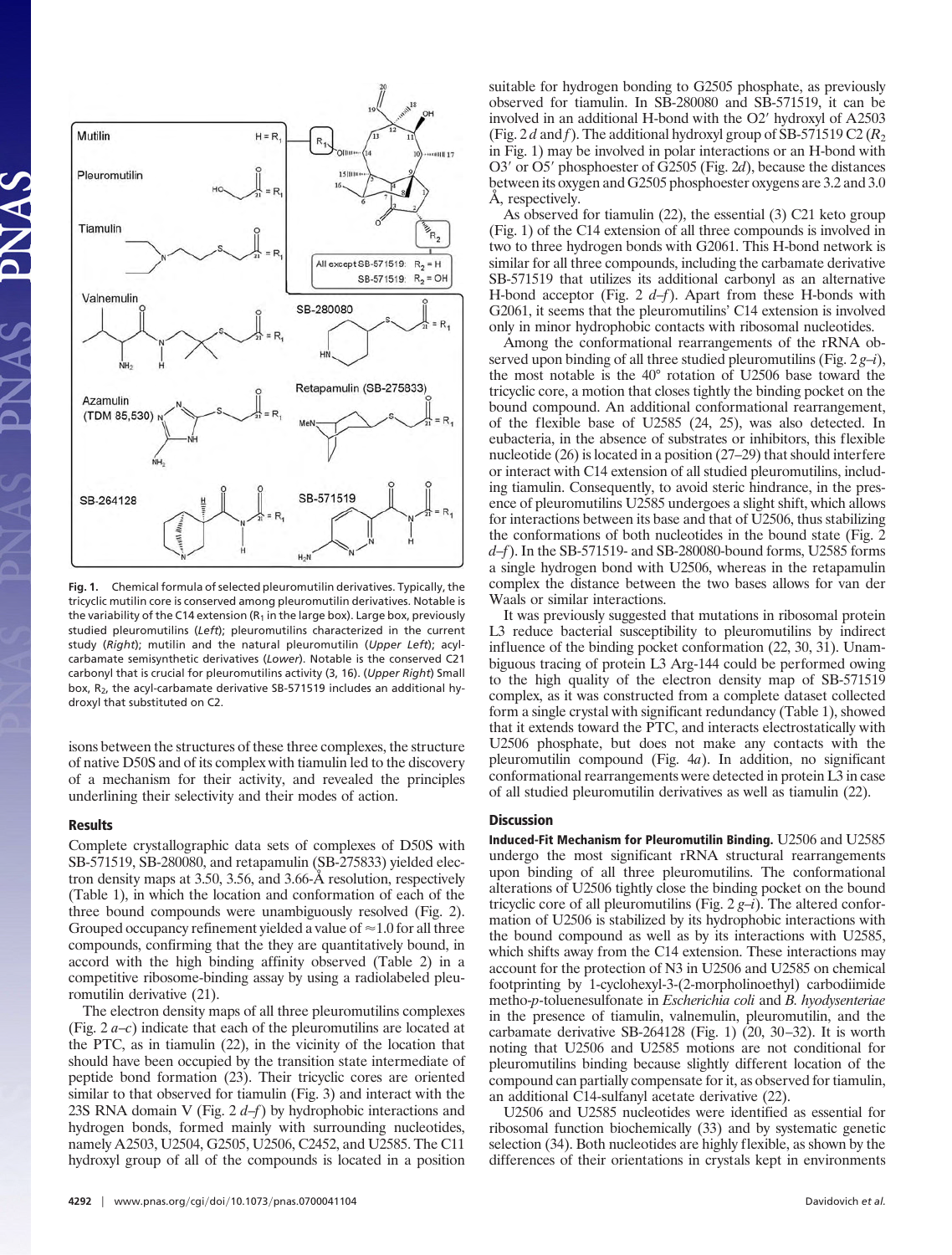Fig. 1. Chemical formula of selected pleuromutilin derivatives. Typically, the tricyclic mutilin core is conserved among pleuromutilin derivatives. Notable is the variability of the C14 extension ($R_1$ in the large box). Large box, previously studied pleuromutilins (*Left*); pleuromutilins characterized in the current study (*Right*); mutilin and the natural pleuromutilin (*Upper Left*); acyl-carbamate semisynthetic derivatives (*Lower*). Notable is the conserved C21 carbonyl that is crucial for pleuromutilins activity (3, 16). (*Upper Right*) Small box, $R_2$, the acyl-carbamate derivative SB-571519 includes an additional hydroxyl that substituted on C2.

isons between the structures of these three complexes, the structure of native D50S and of its complex with tiamulin led to the discovery of a mechanism for their activity, and revealed the principles underlining their selectivity and their modes of action.

## Results

Complete crystallographic data sets of complexes of D50S with SB-571519, SB-280080, and retapamulin (SB-275833) yielded electron density maps at 3.50, 3.56, and 3.66-Å resolution, respectively (Table 1), in which the location and conformation of each of the three bound compounds were unambiguously resolved (Fig. 2). Grouped occupancy refinement yielded a value of ≈1.0 for all three compounds, confirming that the they are quantitatively bound, in accord with the high binding affinity observed (Table 2) in a competitive ribosome-binding assay by using a radiolabeled pleuromutilin derivative (21).

The electron density maps of all three pleuromutilins complexes (Fig. 2 *a–c*) indicate that each of the pleuromutilins are located at the PTC, as in tiamulin (22), in the vicinity of the location that should have been occupied by the transition state intermediate of peptide bond formation (23). Their tricyclic cores are oriented similar to that observed for tiamulin (Fig. 3) and interact with the 23S RNA domain V (Fig. 2 *d–f*) by hydrophobic interactions and hydrogen bonds, formed mainly with surrounding nucleotides, namely A2503, U2504, G2505, U2506, C2452, and U2585. The C11 hydroxyl group of all of the compounds is located in a position suitable for hydrogen bonding to G2505 phosphate, as previously observed for tiamulin. In SB-280080 and SB-571519, it can be involved in an additional H-bond with the O2′ hydroxyl of A2503 (Fig. 2 *d* and *f*). The additional hydroxyl group of SB-571519 C2 ($R_2$ in Fig. 1) may be involved in polar interactions or an H-bond with O3′ or O5′ phosphester of G2505 (Fig. 2*d*), because the distances between its oxygen and G2505 phosphoester oxygens are 3.2 and 3.0 Å, respectively.

As observed for tiamulin (22), the essential (3) C21 keto group (Fig. 1) of the C14 extension of all three compounds is involved in two to three hydrogen bonds with G2061. This H-bond network is similar for all three compounds, including the carbamate derivative SB-571519 that utilizes its additional carbonyl as an alternative H-bond acceptor (Fig. 2 *d–f*). Apart from these H-bonds with G2061, it seems that the pleuromutilins' C14 extension is involved only in minor hydrophobic contacts with ribosomal nucleotides.

Among the conformational rearrangements of the rRNA observed upon binding of all three studied pleuromutilins (Fig. 2 *g–i*), the most notable is the 40° rotation of U2506 base toward the tricyclic core, a motion that closes tightly the binding pocket on the bound compound. An additional conformational rearrangement, of the flexible base of U2585 (24, 25), was also detected. In eubacteria, in the absence of substrates or inhibitors, this flexible nucleotide (26) is located in a position (27–29) that should interfere or interact with C14 extension of all studied pleuromutilins, including tiamulin. Consequently, to avoid steric hindrance, in the presence of pleuromutilins U2585 undergoes a slight shift, which allows for interactions between its base and that of U2506, thus stabilizing the conformations of both nucleotides in the bound state (Fig. 2 *d–f*). In the SB-571519- and SB-280080-bound forms, U2585 forms a single hydrogen bond with U2506, whereas in the retapamulin complex the distance between the two bases allows for van der Waals or similar interactions.

It was previously suggested that mutations in ribosomal protein L3 reduce bacterial susceptibility to pleuromutilins by indirect influence of the binding pocket conformation (22, 30, 31). Unambiguous tracing of protein L3 Arg-144 could be performed owing to the high quality of the electron density map of SB-571519 complex, as it was constructed from a complete dataset collected form a single crystal with significant redundancy (Table 1), showed that it extends toward the PTC, and interacts electrostatically with U2506 phosphate, but does not make any contacts with the pleuromutilin compound (Fig. 4*a*). In addition, no significant conformational rearrangements were detected in protein L3 in case of all studied pleuromutilin derivatives as well as tiamulin (22).

## Discussion

**Induced-Fit Mechanism for Pleuromutilin Binding.** U2506 and U2585 undergo the most significant rRNA structural rearrangements upon binding of all three pleuromutilins. The conformational alterations of U2506 tightly close the binding pocket on the bound tricyclic core of all pleuromutilins (Fig. 2 *g–i*). The altered conformation of U2506 is stabilized by its hydrophobic interactions with the bound compound as well as by its interactions with U2585, which shifts away from the C14 extension. These interactions may account for the protection of N3 in U2506 and U2585 on chemical footprinting by 1-cyclohexyl-3-(2-morpholinoethyl) carbodiimide metho-*p*-toluenesulfonate in *Escherichia coli* and *B. hyodysenteriae* in the presence of tiamulin, valnemulin, pleuromutilin, and the carbamate derivative SB-264128 (Fig. 1) (20, 30–32). It is worth noting that U2506 and U2585 motions are not conditional for pleuromutilins binding because slightly different location of the compound can partially compensate for it, as observed for tiamulin, an additional C14-sulfanyl acetate derivative (22).

U2506 and U2585 nucleotides were identified as essential for ribosomal function biochemically (33) and by systematic genetic selection (34). Both nucleotides are highly flexible, as shown by the differences of their orientations in crystals kept in environments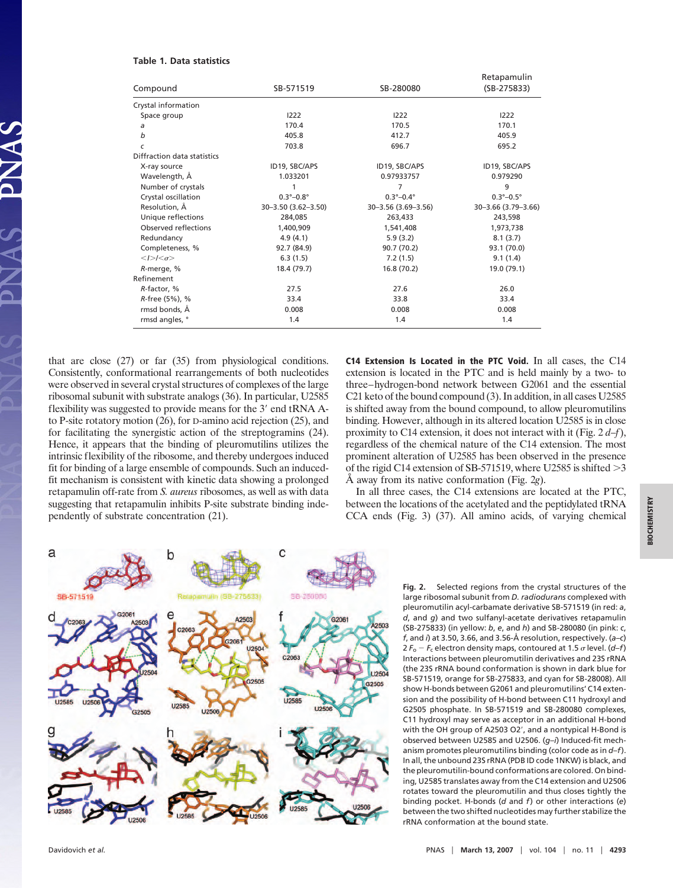**Table 1. Data statistics**

| Compound | SB-571519 | SB-280080 | Retapamulin (SB-275833) |
|---|---|---|---|
| Crystal information | | | |
| Space group | I222 | I222 | I222 |
| *a* | 170.4 | 170.5 | 170.1 |
| *b* | 405.8 | 412.7 | 405.9 |
| *c* | 703.8 | 696.7 | 695.2 |
| Diffraction data statistics | | | |
| X-ray source | ID19, SBC/APS | ID19, SBC/APS | ID19, SBC/APS |
| Wavelength, Å | 1.033201 | 0.97933757 | 0.979290 |
| Number of crystals | 1 | 7 | 9 |
| Crystal oscillation | 0.3°–0.8° | 0.3°–0.4° | 0.3°–0.5° |
| Resolution, Å | 30–3.50 (3.62–3.50) | 30–3.56 (3.69–3.56) | 30–3.66 (3.79–3.66) |
| Unique reflections | 284,085 | 263,433 | 243,598 |
| Observed reflections | 1,400,909 | 1,541,408 | 1,973,738 |
| Redundancy | 4.9 (4.1) | 5.9 (3.2) | 8.1 (3.7) |
| Completeness, % | 92.7 (84.9) | 90.7 (70.2) | 93.1 (70.0) |
| $<I>/<\sigma>$ | 6.3 (1.5) | 7.2 (1.5) | 9.1 (1.4) |
| *R*-merge, % | 18.4 (79.7) | 16.8 (70.2) | 19.0 (79.1) |
| Refinement | | | |
| *R*-factor, % | 27.5 | 27.6 | 26.0 |
| *R*-free (5%), % | 33.4 | 33.8 | 33.4 |
| rmsd bonds, Å | 0.008 | 0.008 | 0.008 |
| rmsd angles, ° | 1.4 | 1.4 | 1.4 |

that are close (27) or far (35) from physiological conditions. Consistently, conformational rearrangements of both nucleotides were observed in several crystal structures of complexes of the large ribosomal subunit with substrate analogs (36). In particular, U2585 flexibility was suggested to provide means for the 3′ end tRNA A- to P-site rotatory motion (26), for D-amino acid rejection (25), and for facilitating the synergistic action of the streptogramins (24). Hence, it appears that the binding of pleuromutilins utilizes the intrinsic flexibility of the ribosome, and thereby undergoes induced fit for binding of a large ensemble of compounds. Such an induced-fit mechanism is consistent with kinetic data showing a prolonged retapamulin off-rate from *S. aureus* ribosomes, as well as with data suggesting that retapamulin inhibits P-site substrate binding independently of substrate concentration (21).

**C14 Extension Is Located in the PTC Void.** In all cases, the C14 extension is located in the PTC and is held mainly by a two- to three–hydrogen-bond network between G2061 and the essential C21 keto of the bound compound (3). In addition, in all cases U2585 is shifted away from the bound compound, to allow pleuromutilins binding. However, although in its altered location U2585 is in close proximity to C14 extension, it does not interact with it (Fig. 2 *d*–*f*), regardless of the chemical nature of the C14 extension. The most prominent alteration of U2585 has been observed in the presence of the rigid C14 extension of SB-571519, where U2585 is shifted >3 Å away from its native conformation (Fig. 2*g*).

In all three cases, the C14 extensions are located at the PTC, between the locations of the acetylated and the peptidylated tRNA CCA ends (Fig. 3) (37). All amino acids, of varying chemical

**Fig. 2.** Selected regions from the crystal structures of the large ribosomal subunit from *D. radiodurans* complexed with pleuromutilin acyl-carbamate derivative SB-571519 (in red: *a*, *d*, and *g*) and two sulfanyl-acetate derivatives retapamulin (SB-275833) (in yellow: *b*, *e*, and *h*) and SB-280080 (in pink: *c*, *f*, and *i*) at 3.50, 3.66, and 3.56-Å resolution, respectively. (*a*–*c*) 2 $F_o - F_c$ electron density maps, contoured at 1.5 σ level. (*d*–*f*) Interactions between pleuromutilin derivatives and 23S rRNA (the 23S rRNA bound conformation is shown in dark blue for SB-571519, orange for SB-275833, and cyan for SB-28008). All show H-bonds between G2061 and pleuromutilins' C14 extension and the possibility of H-bond between C11 hydroxyl and G2505 phosphate. In SB-571519 and SB-280080 complexes, C11 hydroxyl may serve as acceptor in an additional H-bond with the OH group of A2503 O2′, and a nontypical H-Bond is observed between U2585 and U2506. (*g*–*i*) Induced-fit mechanism promotes pleuromutilins binding (color code as in *d*–*f*). In all, the unbound 23S rRNA (PDB ID code 1NKW) is black, and the pleuromutilin-bound conformations are colored. On binding, U2585 translates away from the C14 extension and U2506 rotates toward the pleuromutilin and thus closes tightly the binding pocket. H-bonds (*d* and *f*) or other interactions (*e*) between the two shifted nucleotides may further stabilize the rRNA conformation at the bound state.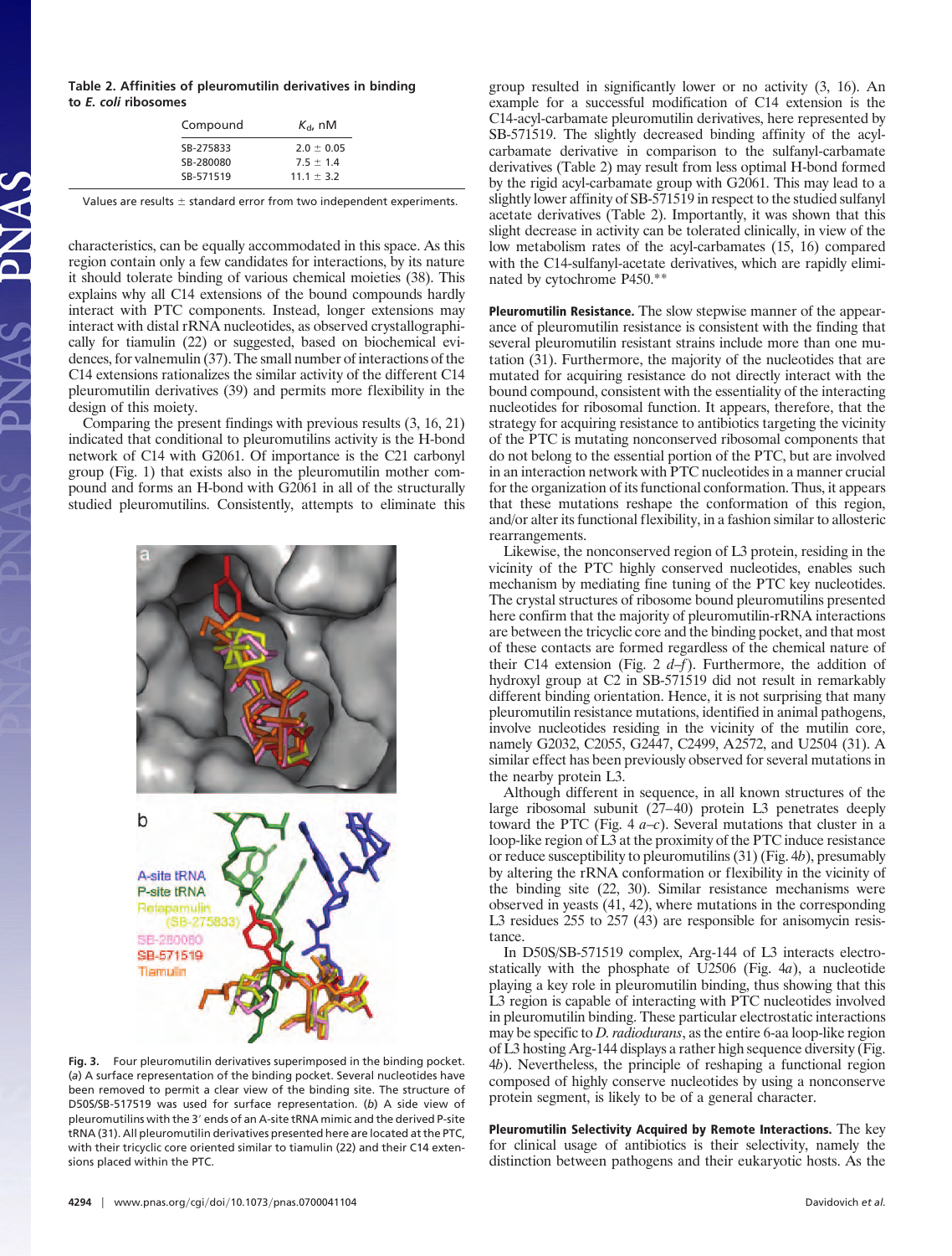**Table 2. Affinities of pleuromutilin derivatives in binding to *E. coli* ribosomes**

| Compound | $K_d$, nM |
|---|---|
| SB-275833 | 2.0 ± 0.05 |
| SB-280080 | 7.5 ± 1.4 |
| SB-571519 | 11.1 ± 3.2 |

Values are results ± standard error from two independent experiments.

characteristics, can be equally accommodated in this space. As this region contain only a few candidates for interactions, by its nature it should tolerate binding of various chemical moieties (38). This explains why all C14 extensions of the bound compounds hardly interact with PTC components. Instead, longer extensions may interact with distal rRNA nucleotides, as observed crystallographically for tiamulin (22) or suggested, based on biochemical evidences, for valnemulin (37). The small number of interactions of the C14 extensions rationalizes the similar activity of the different C14 pleuromutilin derivatives (39) and permits more flexibility in the design of this moiety.

Comparing the present findings with previous results (3, 16, 21) indicated that conditional to pleuromutilins activity is the H-bond network of C14 with G2061. Of importance is the C21 carbonyl group (Fig. 1) that exists also in the pleuromutilin mother compound and forms an H-bond with G2061 in all of the structurally studied pleuromutilins. Consistently, attempts to eliminate this group resulted in significantly lower or no activity (3, 16). An example for a successful modification of C14 extension is the C14-acyl-carbamate pleuromutilin derivatives, here represented by SB-571519. The slightly decreased binding affinity of the acyl-carbamate derivative in comparison to the sulfanyl-carbamate derivatives (Table 2) may result from less optimal H-bond formed by the rigid acyl-carbamate group with G2061. This may lead to a slightly lower affinity of SB-571519 in respect to the studied sulfanyl acetate derivatives (Table 2). Importantly, it was shown that this slight decrease in activity can be tolerated clinically, in view of the low metabolism rates of the acyl-carbamates (15, 16) compared with the C14-sulfanyl-acetate derivatives, which are rapidly eliminated by cytochrome P450.**

Fig. 3. Four pleuromutilin derivatives superimposed in the binding pocket. (*a*) A surface representation of the binding pocket. Several nucleotides have been removed to permit a clear view of the binding site. The structure of D50S/SB-517519 was used for surface representation. (*b*) A side view of pleuromutilins with the 3′ ends of an A-site tRNA mimic and the derived P-site tRNA (31). All pleuromutilin derivatives presented here are located at the PTC, with their tricyclic core oriented similar to tiamulin (22) and their C14 extensions placed within the PTC.

**Pleuromutilin Resistance.** The slow stepwise manner of the appearance of pleuromutilin resistance is consistent with the finding that several pleuromutilin resistant strains include more than one mutation (31). Furthermore, the majority of the nucleotides that are mutated for acquiring resistance do not directly interact with the bound compound, consistent with the essentiality of the interacting nucleotides for ribosomal function. It appears, therefore, that the strategy for acquiring resistance to antibiotics targeting the vicinity of the PTC is mutating nonconserved ribosomal components that do not belong to the essential portion of the PTC, but are involved in an interaction network with PTC nucleotides in a manner crucial for the organization of its functional conformation. Thus, it appears that these mutations reshape the conformation of this region, and/or alter its functional flexibility, in a fashion similar to allosteric rearrangements.

Likewise, the nonconserved region of L3 protein, residing in the vicinity of the PTC highly conserved nucleotides, enables such mechanism by mediating fine tuning of the PTC key nucleotides. The crystal structures of ribosome bound pleuromutilins presented here confirm that the majority of pleuromutilin-rRNA interactions are between the tricyclic core and the binding pocket, and that most of these contacts are formed regardless of the chemical nature of their C14 extension (Fig. 2 *d–f*). Furthermore, the addition of hydroxyl group at C2 in SB-571519 did not result in remarkably different binding orientation. Hence, it is not surprising that many pleuromutilin resistance mutations, identified in animal pathogens, involve nucleotides residing in the vicinity of the mutilin core, namely G2032, C2055, G2447, C2499, A2572, and U2504 (31). A similar effect has been previously observed for several mutations in the nearby protein L3.

Although different in sequence, in all known structures of the large ribosomal subunit (27–40) protein L3 penetrates deeply toward the PTC (Fig. 4 *a–c*). Several mutations that cluster in a loop-like region of L3 at the proximity of the PTC induce resistance or reduce susceptibility to pleuromutilins (31) (Fig. 4*b*), presumably by altering the rRNA conformation or flexibility in the vicinity of the binding site (22, 30). Similar resistance mechanisms were observed in yeasts (41, 42), where mutations in the corresponding L3 residues 255 to 257 (43) are responsible for anisomycin resistance.

In D50S/SB-571519 complex, Arg-144 of L3 interacts electrostatically with the phosphate of U2506 (Fig. 4*a*), a nucleotide playing a key role in pleuromutilin binding, thus showing that this L3 region is capable of interacting with PTC nucleotides involved in pleuromutilin binding. These particular electrostatic interactions may be specific to *D. radiodurans*, as the entire 6-aa loop-like region of L3 hosting Arg-144 displays a rather high sequence diversity (Fig. 4*b*). Nevertheless, the principle of reshaping a functional region composed of highly conserve nucleotides by using a nonconserve protein segment, is likely to be of a general character.

**Pleuromutilin Selectivity Acquired by Remote Interactions.** The key for clinical usage of antibiotics is their selectivity, namely the distinction between pathogens and their eukaryotic hosts. As the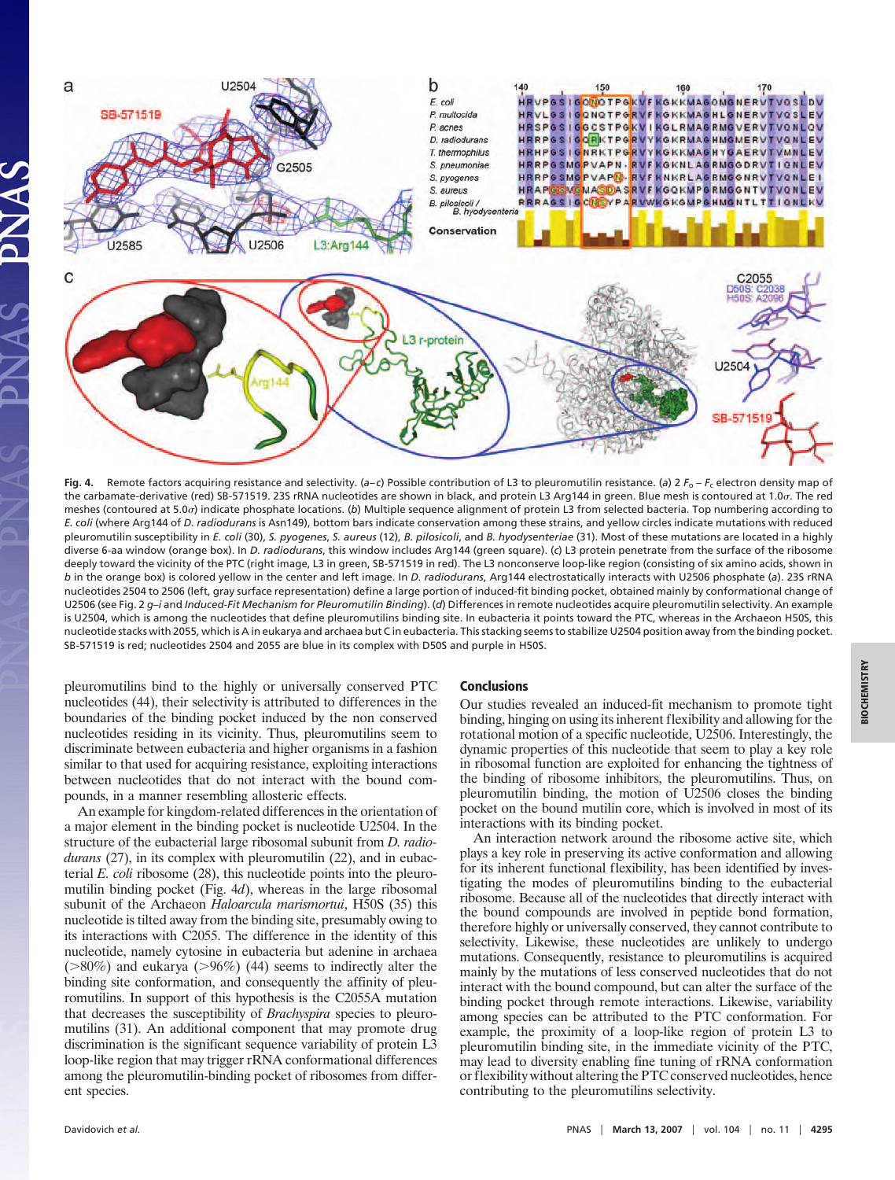**Fig. 4.** Remote factors acquiring resistance and selectivity. (*a*–*c*) Possible contribution of L3 to pleuromutilin resistance. (*a*) 2 $F_o - F_c$ electron density map of the carbamate-derivative (red) SB-571519. 23S rRNA nucleotides are shown in black, and protein L3 Arg144 in green. Blue mesh is contoured at 1.0$\sigma$. The red meshes (contoured at 5.0$\sigma$) indicate phosphate locations. (*b*) Multiple sequence alignment of protein L3 from selected bacteria. Top numbering according to *E. coli* (where Arg144 of *D. radiodurans* is Asn149), bottom bars indicate conservation among these strains, and yellow circles indicate mutations with reduced pleuromutilin susceptibility in *E. coli* (30), *S. pyogenes*, *S. aureus* (12), *B. pilosicoli*, and *B. hyodysenteriae* (31). Most of these mutations are located in a highly diverse 6-aa window (orange box). In *D. radiodurans*, this window includes Arg144 (green square). (*c*) L3 protein penetrate from the surface of the ribosome deeply toward the vicinity of the PTC (right image, L3 in green, SB-571519 in red). The L3 nonconserve loop-like region (consisting of six amino acids, shown in *b* in the orange box) is colored yellow in the center and left image. In *D. radiodurans*, Arg144 electrostatically interacts with U2506 phosphate (*a*). 23S rRNA nucleotides 2504 to 2506 (left, gray surface representation) define a large portion of induced-fit binding pocket, obtained mainly by conformational change of U2506 (see Fig. 2 *g*–*i* and *Induced-Fit Mechanism for Pleuromutilin Binding*). (*d*) Differences in remote nucleotides acquire pleuromutilin selectivity. An example is U2504, which is among the nucleotides that define pleuromutilins binding site. In eubacteria it points toward the PTC, whereas in the Archaeon H50S, this nucleotide stacks with 2055, which is A in eukarya and archaea but C in eubacteria. This stacking seems to stabilize U2504 position away from the binding pocket. SB-571519 is red; nucleotides 2504 and 2055 are blue in its complex with D50S and purple in H50S.

pleuromutilins bind to the highly or universally conserved PTC nucleotides (44), their selectivity is attributed to differences in the boundaries of the binding pocket induced by the non conserved nucleotides residing in its vicinity. Thus, pleuromutilins seem to discriminate between eubacteria and higher organisms in a fashion similar to that used for acquiring resistance, exploiting interactions between nucleotides that do not interact with the bound compounds, in a manner resembling allosteric effects.

An example for kingdom-related differences in the orientation of a major element in the binding pocket is nucleotide U2504. In the structure of the eubacterial large ribosomal subunit from *D. radiodurans* (27), in its complex with pleuromutilin (22), and in eubacterial *E. coli* ribosome (28), this nucleotide points into the pleuromutilin binding pocket (Fig. 4*d*), whereas in the large ribosomal subunit of the Archaeon *Haloarcula marismortui*, H50S (35) this nucleotide is tilted away from the binding site, presumably owing to its interactions with C2055. The difference in the identity of this nucleotide, namely cytosine in eubacteria but adenine in archaea (>80%) and eukarya (>96%) (44) seems to indirectly alter the binding site conformation, and consequently the affinity of pleuromutilins. In support of this hypothesis is the C2055A mutation that decreases the susceptibility of *Brachyspira* species to pleuromutilins (31). An additional component that may promote drug discrimination is the significant sequence variability of protein L3 loop-like region that may trigger rRNA conformational differences among the pleuromutilin-binding pocket of ribosomes from different species.

## Conclusions

Our studies revealed an induced-fit mechanism to promote tight binding, hinging on using its inherent flexibility and allowing for the rotational motion of a specific nucleotide, U2506. Interestingly, the dynamic properties of this nucleotide that seem to play a key role in ribosomal function are exploited for enhancing the tightness of the binding of ribosome inhibitors, the pleuromutilins. Thus, on pleuromutilin binding, the motion of U2506 closes the binding pocket on the bound mutilin core, which is involved in most of its interactions with its binding pocket.

An interaction network around the ribosome active site, which plays a key role in preserving its active conformation and allowing for its inherent functional flexibility, has been identified by investigating the modes of pleuromutilins binding to the eubacterial ribosome. Because all of the nucleotides that directly interact with the bound compounds are involved in peptide bond formation, therefore highly or universally conserved, they cannot contribute to selectivity. Likewise, these nucleotides are unlikely to undergo mutations. Consequently, resistance to pleuromutilins is acquired mainly by the mutations of less conserved nucleotides that do not interact with the bound compound, but can alter the surface of the binding pocket through remote interactions. Likewise, variability among species can be attributed to the PTC conformation. For example, the proximity of a loop-like region of protein L3 to pleuromutilin binding site, in the immediate vicinity of the PTC, may lead to diversity enabling fine tuning of rRNA conformation or flexibility without altering the PTC conserved nucleotides, hence contributing to the pleuromutilins selectivity.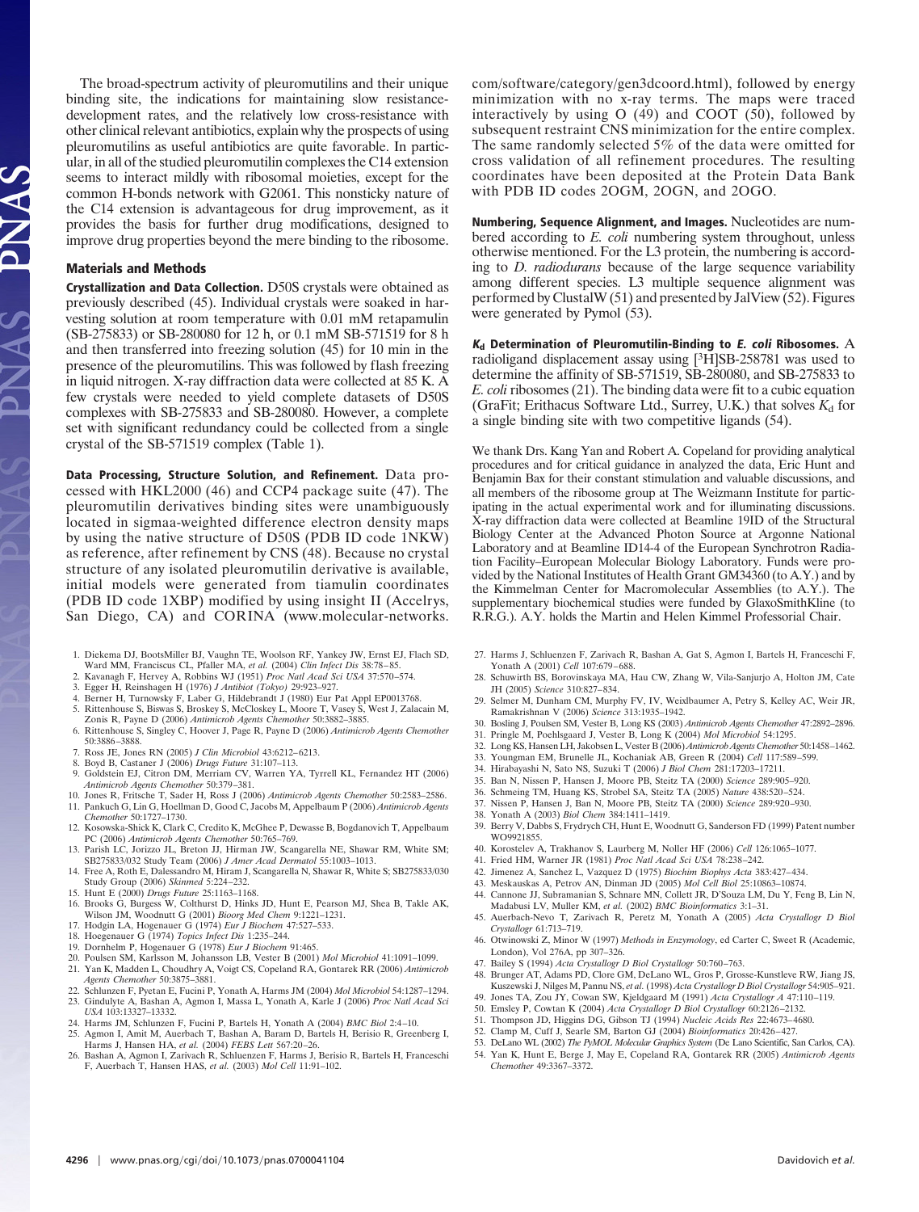The broad-spectrum activity of pleuromutilins and their unique binding site, the indications for maintaining slow resistance-development rates, and the relatively low cross-resistance with other clinical relevant antibiotics, explain why the prospects of using pleuromutilins as useful antibiotics are quite favorable. In particular, in all of the studied pleuromutilin complexes the C14 extension seems to interact mildly with ribosomal moieties, except for the common H-bonds network with G2061. This nonsticky nature of the C14 extension is advantageous for drug improvement, as it provides the basis for further drug modifications, designed to improve drug properties beyond the mere binding to the ribosome.

## Materials and Methods

**Crystallization and Data Collection.** D50S crystals were obtained as previously described (45). Individual crystals were soaked in harvesting solution at room temperature with 0.01 mM retapamulin (SB-275833) or SB-280080 for 12 h, or 0.1 mM SB-571519 for 8 h and then transferred into freezing solution (45) for 10 min in the presence of the pleuromutilins. This was followed by flash freezing in liquid nitrogen. X-ray diffraction data were collected at 85 K. A few crystals were needed to yield complete datasets of D50S complexes with SB-275833 and SB-280080. However, a complete set with significant redundancy could be collected from a single crystal of the SB-571519 complex (Table 1).

**Data Processing, Structure Solution, and Refinement.** Data processed with HKL2000 (46) and CCP4 package suite (47). The pleuromutilin derivatives binding sites were unambiguously located in sigmaa-weighted difference electron density maps by using the native structure of D50S (PDB ID code 1NKW) as reference, after refinement by CNS (48). Because no crystal structure of any isolated pleuromutilin derivative is available, initial models were generated from tiamulin coordinates (PDB ID code 1XBP) modified by using insight II (Accelrys, San Diego, CA) and CORINA (www.molecular-networks.com/software/category/gen3dcoord.html), followed by energy minimization with no x-ray terms. The maps were traced interactively by using O (49) and COOT (50), followed by subsequent restraint CNS minimization for the entire complex. The same randomly selected 5% of the data were omitted for cross validation of all refinement procedures. The resulting coordinates have been deposited at the Protein Data Bank with PDB ID codes 2OGM, 2OGN, and 2OGO.

**Numbering, Sequence Alignment, and Images.** Nucleotides are numbered according to *E. coli* numbering system throughout, unless otherwise mentioned. For the L3 protein, the numbering is according to *D. radiodurans* because of the large sequence variability among different species. L3 multiple sequence alignment was performed by ClustalW (51) and presented by JalView (52). Figures were generated by Pymol (53).

**$K_d$ Determination of Pleuromutilin-Binding to *E. coli* Ribosomes.** A radioligand displacement assay using [$^3$H]SB-258781 was used to determine the affinity of SB-571519, SB-280080, and SB-275833 to *E. coli* ribosomes (21). The binding data were fit to a cubic equation (GraFit; Erithacus Software Ltd., Surrey, U.K.) that solves $K_d$ for a single binding site with two competitive ligands (54).

We thank Drs. Kang Yan and Robert A. Copeland for providing analytical procedures and for critical guidance in analyzed the data, Eric Hunt and Benjamin Bax for their constant stimulation and valuable discussions, and all members of the ribosome group at The Weizmann Institute for participating in the actual experimental work and for illuminating discussions. X-ray diffraction data were collected at Beamline 19ID of the Structural Biology Center at the Advanced Photon Source at Argonne National Laboratory and at Beamline ID14-4 of the European Synchrotron Radiation Facility–European Molecular Biology Laboratory. Funds were provided by the National Institutes of Health Grant GM34360 (to A.Y.) and by the Kimmelman Center for Macromolecular Assemblies (to A.Y.). The supplementary biochemical studies were funded by GlaxoSmithKline (to R.R.G.). A.Y. holds the Martin and Helen Kimmel Professorial Chair.

1. Diekema DJ, BootsMiller BJ, Vaughn TE, Woolson RF, Yankey JW, Ernst EJ, Flach SD, Ward MM, Franciscus CL, Pfaller MA, *et al.* (2004) *Clin Infect Dis* 38:78–85.
2. Kavanagh F, Hervey A, Robbins WJ (1951) *Proc Natl Acad Sci USA* 37:570–574.
3. Egger H, Reinshagen H (1976) *J Antibiot (Tokyo)* 29:923–927.
4. Berner H, Turnowsky F, Laber G, Hildebrandt J (1980) Eur Pat Appl EP0013768.
5. Rittenhouse S, Biswas S, Broskey S, McCloskey L, Moore T, Vasey S, West J, Zalacain M, Zonis R, Payne D (2006) *Antimicrob Agents Chemother* 50:3882–3885.
6. Rittenhouse S, Singley C, Hoover J, Page R, Payne D (2006) *Antimicrob Agents Chemother* 50:3886–3888.
7. Ross JE, Jones RN (2005) *J Clin Microbiol* 43:6212–6213.
8. Boyd B, Castaner J (2006) *Drugs Future* 31:107–113.
9. Goldstein EJ, Citron DM, Merriam CV, Warren YA, Tyrrell KL, Fernandez HT (2006) *Antimicrob Agents Chemother* 50:379–381.
10. Jones R, Fritsche T, Sader H, Ross J (2006) *Antimicrob Agents Chemother* 50:2583–2586.
11. Pankuch G, Lin G, Hoellman D, Good C, Jacobs M, Appelbaum P (2006) *Antimicrob Agents Chemother* 50:1727–1730.
12. Kosowska-Shick K, Clark C, Credito K, McGhee P, Dewasse B, Bogdanovich T, Appelbaum PC (2006) *Antimicrob Agents Chemother* 50:765–769.
13. Parish LC, Jorizzo JL, Breton JJ, Hirman JW, Scangarella NE, Shawar RM, White SM; SB275833/032 Study Team (2006) *J Amer Acad Dermatol* 55:1003–1013.
14. Free A, Roth E, Dalessandro M, Hiram J, Scangarella N, Shawar R, White S; SB275833/030 Study Group (2006) *Skinmed* 5:224–232.
15. Hunt E (2000) *Drugs Future* 25:1163–1168.
16. Brooks G, Burgess W, Colthurst D, Hinks JD, Hunt E, Pearson MJ, Shea B, Takle AK, Wilson JM, Woodnutt G (2001) *Bioorg Med Chem* 9:1221–1231.
17. Hodgin LA, Hogenauer G (1974) *Eur J Biochem* 47:527–533.
18. Hoegenauer G (1974) *Topics Infect Dis* 1:235–244.
19. Dornhelm P, Hogenauer G (1978) *Eur J Biochem* 91:465.
20. Poulsen SM, Karlsson M, Johansson LB, Vester B (2001) *Mol Microbiol* 41:1091–1099.
21. Yan K, Madden L, Choudhry A, Voigt CS, Copeland RA, Gontarek RR (2006) *Antimicrob Agents Chemother* 50:3875–3881.
22. Schlunzen F, Pyetan E, Fucini P, Yonath A, Harms JM (2004) *Mol Microbiol* 54:1287–1294.
23. Gindulyte A, Bashan A, Agmon I, Massa L, Yonath A, Karle J (2006) *Proc Natl Acad Sci USA* 103:13327–13332.
24. Harms JM, Schlunzen F, Fucini P, Bartels H, Yonath A (2004) *BMC Biol* 2:4–10.
25. Agmon I, Amit M, Auerbach T, Bashan A, Baram D, Bartels H, Berisio R, Greenberg I, Harms J, Hansen HA, *et al.* (2004) *FEBS Lett* 567:20–26.
26. Bashan A, Agmon I, Zarivach R, Schluenzen F, Harms J, Berisio R, Bartels H, Franceschi F, Auerbach T, Hansen HAS, *et al.* (2003) *Mol Cell* 11:91–102.
27. Harms J, Schluenzen F, Zarivach R, Bashan A, Gat S, Agmon I, Bartels H, Franceschi F, Yonath A (2001) *Cell* 107:679–688.
28. Schuwirth BS, Borovinskaya MA, Hau CW, Zhang W, Vila-Sanjurjo A, Holton JM, Cate JH (2005) *Science* 310:827–834.
29. Selmer M, Dunham CM, Murphy FV, IV, Weixlbaumer A, Petry S, Kelley AC, Weir JR, Ramakrishnan V (2006) *Science* 313:1935–1942.
30. Bosling J, Poulsen SM, Vester B, Long KS (2003) *Antimicrob Agents Chemother* 47:2892–2896.
31. Pringle M, Poehlsgaard J, Vester B, Long K (2004) *Mol Microbiol* 54:1295.
32. Long KS, Hansen LH, Jakobsen L, Vester B (2006) *Antimicrob Agents Chemother* 50:1458–1462.
33. Youngman EM, Brunelle JL, Kochaniak AB, Green R (2004) *Cell* 117:589–599.
34. Hirabayashi N, Sato NS, Suzuki T (2006) *J Biol Chem* 281:17203–17211.
35. Ban N, Nissen P, Hansen J, Moore PB, Steitz TA (2000) *Science* 289:905–920.
36. Schmeing TM, Huang KS, Strobel SA, Steitz TA (2005) *Nature* 438:520–524.
37. Nissen P, Hansen J, Ban N, Moore PB, Steitz TA (2000) *Science* 289:920–930.
38. Yonath A (2003) *Biol Chem* 384:1411–1419.
39. Berry V, Dabbs S, Frydrych CH, Hunt E, Woodnutt G, Sanderson FD (1999) Patent number WO9921855.
40. Korostelev A, Trakhanov S, Laurberg M, Noller HF (2006) *Cell* 126:1065–1077.
41. Fried HM, Warner JR (1981) *Proc Natl Acad Sci USA* 78:238–242.
42. Jimenez A, Sanchez L, Vazquez D (1975) *Biochim Biophys Acta* 383:427–434.
43. Meskauskas A, Petrov AN, Dinman JD (2005) *Mol Cell Biol* 25:10863–10874.
44. Cannone JJ, Subramanian S, Schnare MN, Collett JR, D'Souza LM, Du Y, Feng B, Lin N, Madabusi LV, Muller KM, *et al.* (2002) *BMC Bioinformatics* 3:1–31.
45. Auerbach-Nevo T, Zarivach R, Peretz M, Yonath A (2005) *Acta Crystallogr D Biol Crystallogr* 61:713–719.
46. Otwinowski Z, Minor W (1997) *Methods in Enzymology*, ed Carter C, Sweet R (Academic, London), Vol 276A, pp 307–326.
47. Bailey S (1994) *Acta Crystallogr D Biol Crystallogr* 50:760–763.
48. Brunger AT, Adams PD, Clore GM, DeLano WL, Gros P, Grosse-Kunstleve RW, Jiang JS, Kuszewski J, Nilges M, Pannu NS, *et al.* (1998) *Acta Crystallogr D Biol Crystallogr* 54:905–921.
49. Jones TA, Zou JY, Cowan SW, Kjeldgaard M (1991) *Acta Crystallogr A* 47:110–119.
50. Emsley P, Cowtan K (2004) *Acta Crystallogr D Biol Crystallogr* 60:2126–2132.
51. Thompson JD, Higgins DG, Gibson TJ (1994) *Nucleic Acids Res* 22:4673–4680.
52. Clamp M, Cuff J, Searle SM, Barton GJ (2004) *Bioinformatics* 20:426–427.
53. DeLano WL (2002) *The PyMOL Molecular Graphics System* (De Lano Scientific, San Carlos, CA).
54. Yan K, Hunt E, Berge J, May E, Copeland RA, Gontarek RR (2005) *Antimicrob Agents Chemother* 49:3367–3372.